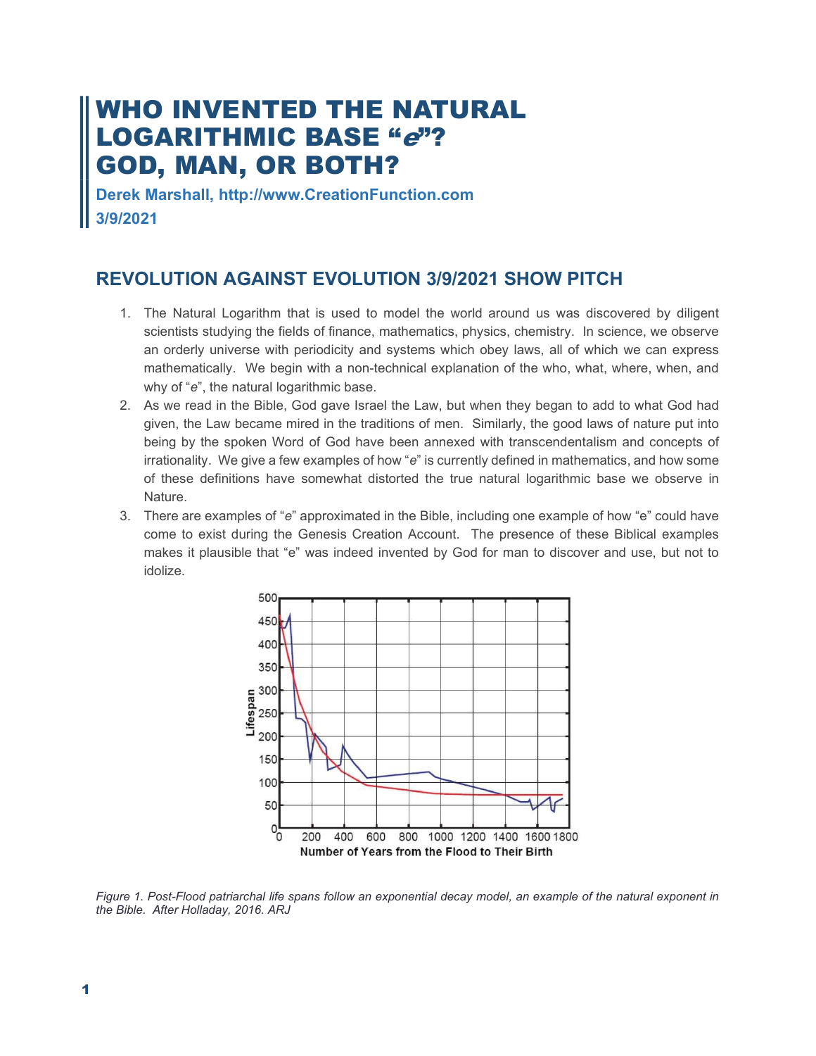# WHO INVENTED THE NATURAL LOGARITHMIC BASE "*e*"? GOD, MAN, OR BOTH?

**Derek Marshall, http://www.CreationFunction.com**
**3/9/2021**

## REVOLUTION AGAINST EVOLUTION 3/9/2021 SHOW PITCH

1. The Natural Logarithm that is used to model the world around us was discovered by diligent scientists studying the fields of finance, mathematics, physics, chemistry. In science, we observe an orderly universe with periodicity and systems which obey laws, all of which we can express mathematically. We begin with a non-technical explanation of the who, what, where, when, and why of "*e*", the natural logarithmic base.
2. As we read in the Bible, God gave Israel the Law, but when they began to add to what God had given, the Law became mired in the traditions of men. Similarly, the good laws of nature put into being by the spoken Word of God have been annexed with transcendentalism and concepts of irrationality. We give a few examples of how "*e*" is currently defined in mathematics, and how some of these definitions have somewhat distorted the true natural logarithmic base we observe in Nature.
3. There are examples of "*e*" approximated in the Bible, including one example of how "e" could have come to exist during the Genesis Creation Account. The presence of these Biblical examples makes it plausible that "e" was indeed invented by God for man to discover and use, but not to idolize.

*Figure 1. Post-Flood patriarchal life spans follow an exponential decay model, an example of the natural exponent in the Bible. After Holladay, 2016. ARJ*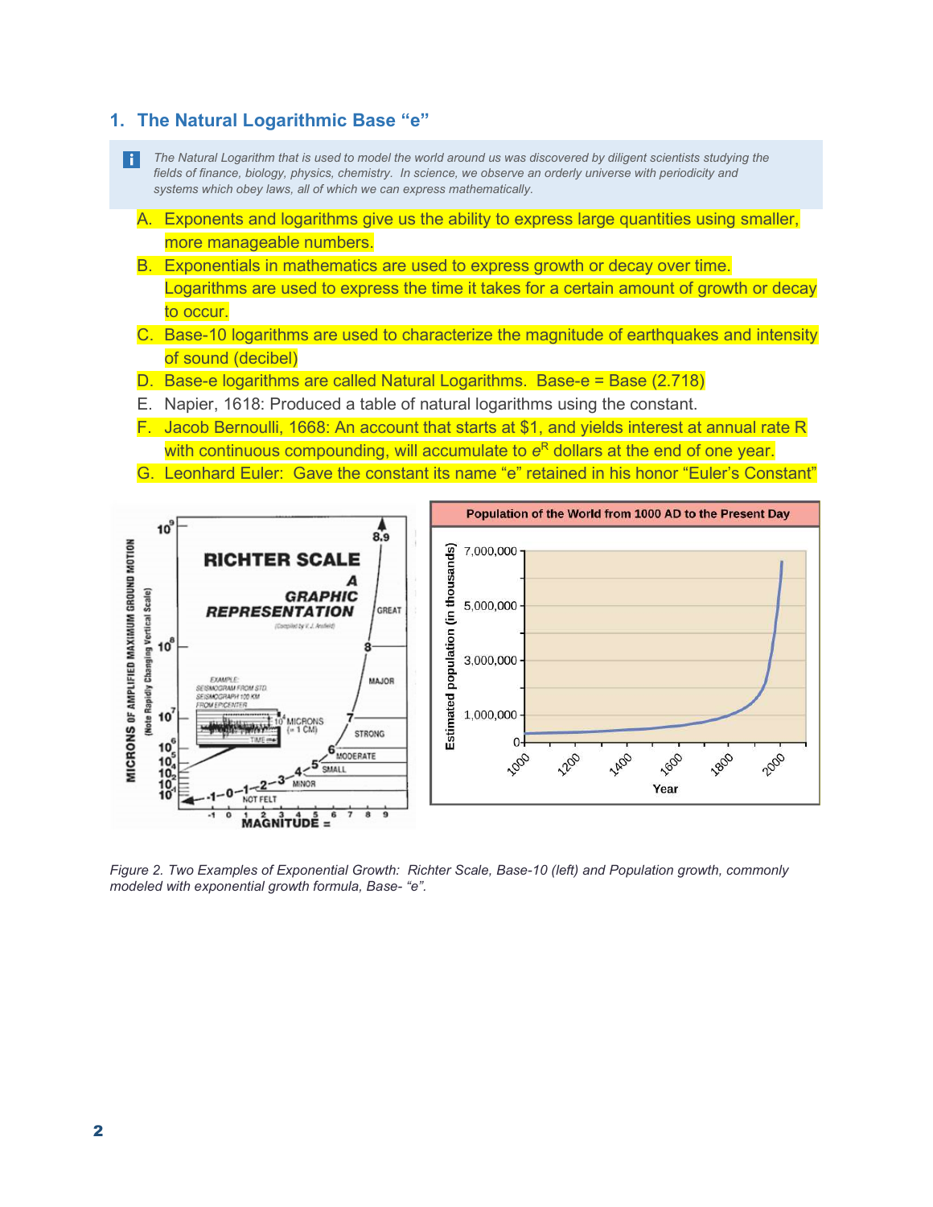## 1. The Natural Logarithmic Base "e"

*The Natural Logarithm that is used to model the world around us was discovered by diligent scientists studying the fields of finance, biology, physics, chemistry. In science, we observe an orderly universe with periodicity and systems which obey laws, all of which we can express mathematically.*

A. Exponents and logarithms give us the ability to express large quantities using smaller, more manageable numbers.

B. Exponentials in mathematics are used to express growth or decay over time. Logarithms are used to express the time it takes for a certain amount of growth or decay to occur.

C. Base-10 logarithms are used to characterize the magnitude of earthquakes and intensity of sound (decibel)

D. Base-e logarithms are called Natural Logarithms. Base-e = Base (2.718)

E. Napier, 1618: Produced a table of natural logarithms using the constant.

F. Jacob Bernoulli, 1668: An account that starts at $1, and yields interest at annual rate R with continuous compounding, will accumulate to $e^R$ dollars at the end of one year.

G. Leonhard Euler: Gave the constant its name "e" retained in his honor "Euler's Constant"

*Figure 2. Two Examples of Exponential Growth: Richter Scale, Base-10 (left) and Population growth, commonly modeled with exponential growth formula, Base- "e".*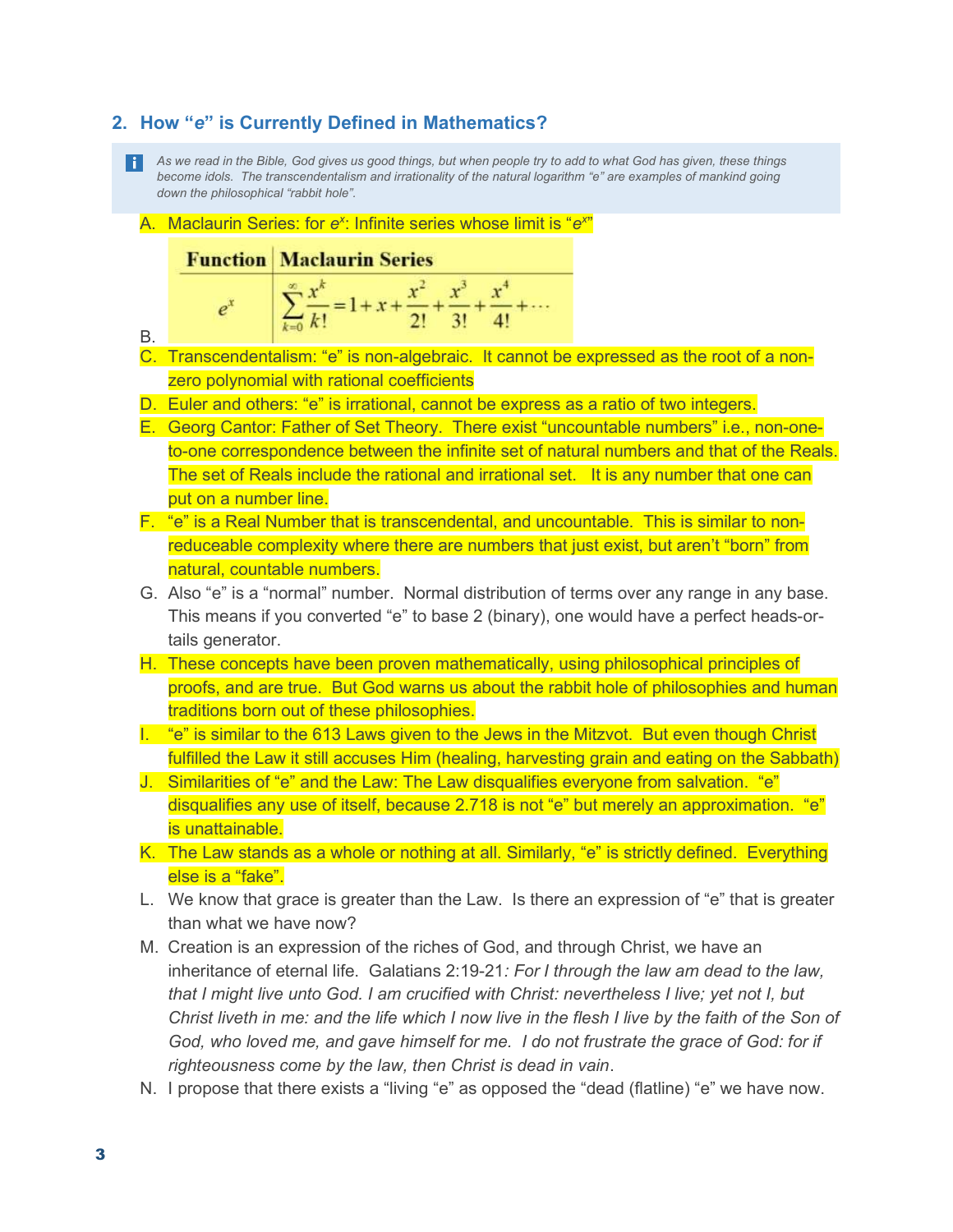## 2. How "e" is Currently Defined in Mathematics?

> *As we read in the Bible, God gives us good things, but when people try to add to what God has given, these things become idols. The transcendentalism and irrationality of the natural logarithm "e" are examples of mankind going down the philosophical "rabbit hole".*

A. Maclaurin Series: for $e^x$: Infinite series whose limit is "$e^x$"

B.

| Function | Maclaurin Series |
|---|---|
| $e^x$ | $\sum_{k=0}^{\infty} \frac{x^k}{k!} = 1 + x + \frac{x^2}{2!} + \frac{x^3}{3!} + \frac{x^4}{4!} + \cdots$ |

C. Transcendentalism: "e" is non-algebraic. It cannot be expressed as the root of a non-zero polynomial with rational coefficients

D. Euler and others: "e" is irrational, cannot be express as a ratio of two integers.

E. Georg Cantor: Father of Set Theory. There exist "uncountable numbers" i.e., non-one-to-one correspondence between the infinite set of natural numbers and that of the Reals. The set of Reals include the rational and irrational set. It is any number that one can put on a number line.

F. "e" is a Real Number that is transcendental, and uncountable. This is similar to non-reduceable complexity where there are numbers that just exist, but aren't "born" from natural, countable numbers.

G. Also "e" is a "normal" number. Normal distribution of terms over any range in any base. This means if you converted "e" to base 2 (binary), one would have a perfect heads-or-tails generator.

H. These concepts have been proven mathematically, using philosophical principles of proofs, and are true. But God warns us about the rabbit hole of philosophies and human traditions born out of these philosophies.

I. "e" is similar to the 613 Laws given to the Jews in the Mitzvot. But even though Christ fulfilled the Law it still accuses Him (healing, harvesting grain and eating on the Sabbath)

J. Similarities of "e" and the Law: The Law disqualifies everyone from salvation. "e" disqualifies any use of itself, because 2.718 is not "e" but merely an approximation. "e" is unattainable.

K. The Law stands as a whole or nothing at all. Similarly, "e" is strictly defined. Everything else is a "fake".

L. We know that grace is greater than the Law. Is there an expression of "e" that is greater than what we have now?

M. Creation is an expression of the riches of God, and through Christ, we have an inheritance of eternal life. Galatians 2:19-21*: For I through the law am dead to the law, that I might live unto God. I am crucified with Christ: nevertheless I live; yet not I, but Christ liveth in me: and the life which I now live in the flesh I live by the faith of the Son of God, who loved me, and gave himself for me. I do not frustrate the grace of God: for if righteousness come by the law, then Christ is dead in vain*.

N. I propose that there exists a "living "e" as opposed the "dead (flatline) "e" we have now.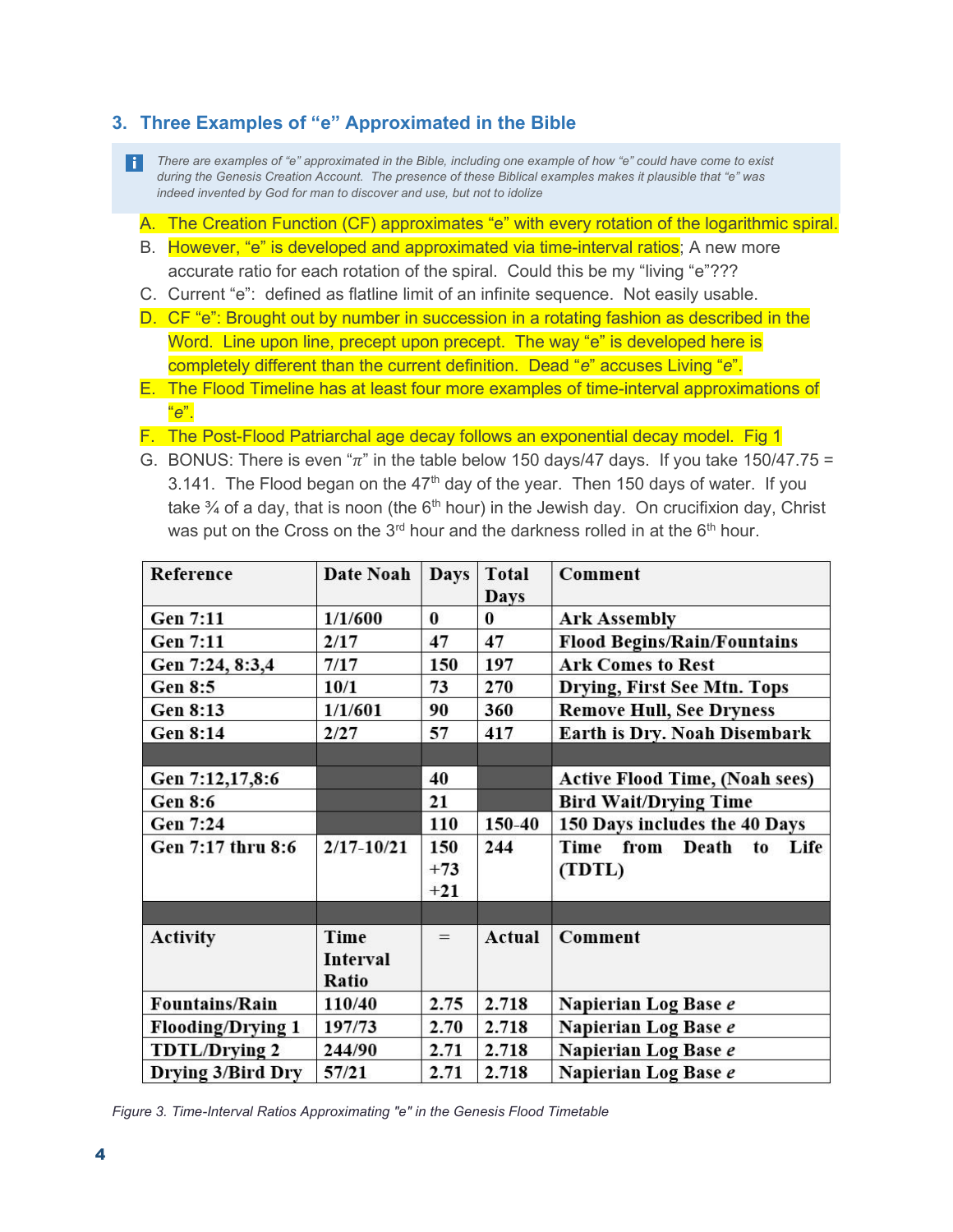## 3. Three Examples of "e" Approximated in the Bible

> *There are examples of "e" approximated in the Bible, including one example of how "e" could have come to exist during the Genesis Creation Account. The presence of these Biblical examples makes it plausible that "e" was indeed invented by God for man to discover and use, but not to idolize*

A. The Creation Function (CF) approximates "e" with every rotation of the logarithmic spiral.

B. However, "e" is developed and approximated via time-interval ratios; A new more accurate ratio for each rotation of the spiral. Could this be my "living "e"???

C. Current "e": defined as flatline limit of an infinite sequence. Not easily usable.

D. CF "e": Brought out by number in succession in a rotating fashion as described in the Word. Line upon line, precept upon precept. The way "e" is developed here is completely different than the current definition. Dead "*e*" accuses Living "*e*".

E. The Flood Timeline has at least four more examples of time-interval approximations of "*e*".

F. The Post-Flood Patriarchal age decay follows an exponential decay model. Fig 1

G. BONUS: There is even "$\pi$" in the table below 150 days/47 days. If you take 150/47.75 = 3.141. The Flood began on the 47th day of the year. Then 150 days of water. If you take ¾ of a day, that is noon (the 6th hour) in the Jewish day. On crucifixion day, Christ was put on the Cross on the 3rd hour and the darkness rolled in at the 6th hour.

| Reference | Date Noah | Days | Total Days | Comment |
|---|---|---|---|---|
| Gen 7:11 | 1/1/600 | 0 | 0 | Ark Assembly |
| Gen 7:11 | 2/17 | 47 | 47 | Flood Begins/Rain/Fountains |
| Gen 7:24, 8:3,4 | 7/17 | 150 | 197 | Ark Comes to Rest |
| Gen 8:5 | 10/1 | 73 | 270 | Drying, First See Mtn. Tops |
| Gen 8:13 | 1/1/601 | 90 | 360 | Remove Hull, See Dryness |
| Gen 8:14 | 2/27 | 57 | 417 | Earth is Dry. Noah Disembark |
| | | | | |
| Gen 7:12,17,8:6 | | 40 | | Active Flood Time, (Noah sees) |
| Gen 8:6 | | 21 | | Bird Wait/Drying Time |
| Gen 7:24 | | 110 | 150-40 | 150 Days includes the 40 Days |
| Gen 7:17 thru 8:6 | 2/17-10/21 | 150 +73 +21 | 244 | Time from Death to Life (TDTL) |
| | | | | |
| **Activity** | **Time Interval Ratio** | **=** | **Actual** | **Comment** |
| Fountains/Rain | 110/40 | 2.75 | 2.718 | Napierian Log Base *e* |
| Flooding/Drying 1 | 197/73 | 2.70 | 2.718 | Napierian Log Base *e* |
| TDTL/Drying 2 | 244/90 | 2.71 | 2.718 | Napierian Log Base *e* |
| Drying 3/Bird Dry | 57/21 | 2.71 | 2.718 | Napierian Log Base *e* |

*Figure 3. Time-Interval Ratios Approximating "e" in the Genesis Flood Timetable*